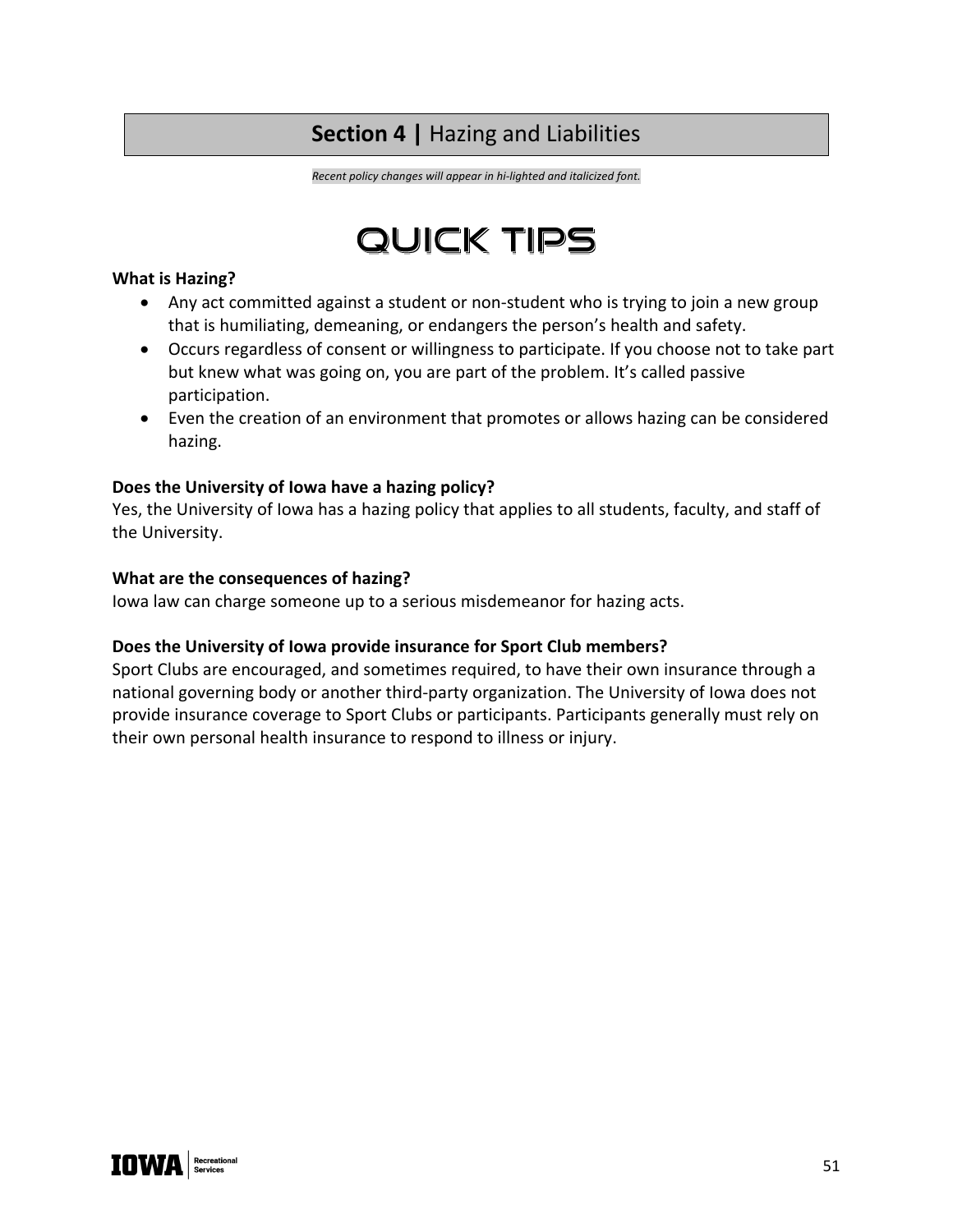# **Section 4 |** Hazing and Liabilities

*Recent policy changes will appear in hi-lighted and italicized font.*

## QUICK TIPS

**What is Hazing?**

- Any act committed against a student or non-student who is trying to join a new group that is humiliating, demeaning, or endangers the person's health and safety.
- Occurs regardless of consent or willingness to participate. If you choose not to take part but knew what was going on, you are part of the problem. It's called passive participation.
- Even the creation of an environment that promotes or allows hazing can be considered hazing.

**Does the University of Iowa have a hazing policy?**

Yes, the University of Iowa has a hazing policy that applies to all students, faculty, and staff of the University.

**What are the consequences of hazing?**

Iowa law can charge someone up to a serious misdemeanor for hazing acts.

**Does the University of Iowa provide insurance for Sport Club members?**

Sport Clubs are encouraged, and sometimes required, to have their own insurance through a national governing body or another third-party organization. The University of Iowa does not provide insurance coverage to Sport Clubs or participants. Participants generally must rely on their own personal health insurance to respond to illness or injury.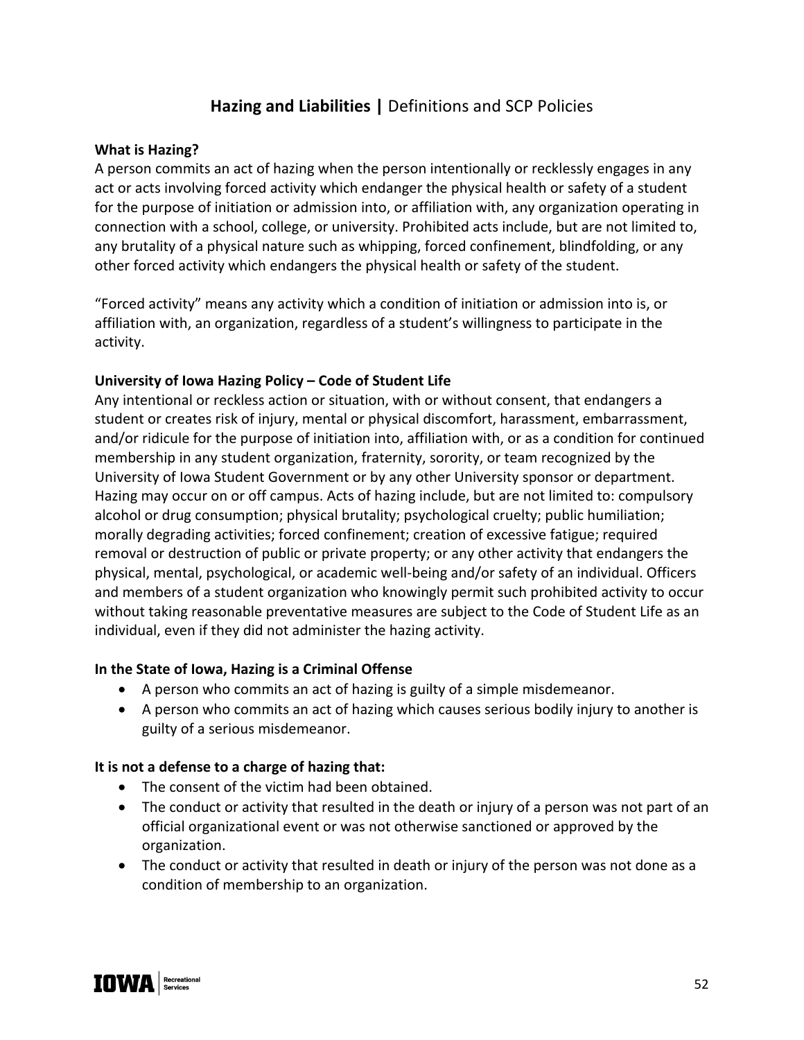# **Hazing and Liabilities |** Definitions and SCP Policies

**What is Hazing?**

A person commits an act of hazing when the person intentionally or recklessly engages in any act or acts involving forced activity which endanger the physical health or safety of a student for the purpose of initiation or admission into, or affiliation with, any organization operating in connection with a school, college, or university. Prohibited acts include, but are not limited to, any brutality of a physical nature such as whipping, forced confinement, blindfolding, or any other forced activity which endangers the physical health or safety of the student.

"Forced activity" means any activity which a condition of initiation or admission into is, or affiliation with, an organization, regardless of a student's willingness to participate in the activity.

**University of Iowa Hazing Policy – Code of Student Life**

Any intentional or reckless action or situation, with or without consent, that endangers a student or creates risk of injury, mental or physical discomfort, harassment, embarrassment, and/or ridicule for the purpose of initiation into, affiliation with, or as a condition for continued membership in any student organization, fraternity, sorority, or team recognized by the University of Iowa Student Government or by any other University sponsor or department. Hazing may occur on or off campus. Acts of hazing include, but are not limited to: compulsory alcohol or drug consumption; physical brutality; psychological cruelty; public humiliation; morally degrading activities; forced confinement; creation of excessive fatigue; required removal or destruction of public or private property; or any other activity that endangers the physical, mental, psychological, or academic well-being and/or safety of an individual. Officers and members of a student organization who knowingly permit such prohibited activity to occur without taking reasonable preventative measures are subject to the Code of Student Life as an individual, even if they did not administer the hazing activity.

**In the State of Iowa, Hazing is a Criminal Offense**

- A person who commits an act of hazing is guilty of a simple misdemeanor.
- A person who commits an act of hazing which causes serious bodily injury to another is guilty of a serious misdemeanor.

**It is not a defense to a charge of hazing that:**

- The consent of the victim had been obtained.
- The conduct or activity that resulted in the death or injury of a person was not part of an official organizational event or was not otherwise sanctioned or approved by the organization.
- The conduct or activity that resulted in death or injury of the person was not done as a condition of membership to an organization.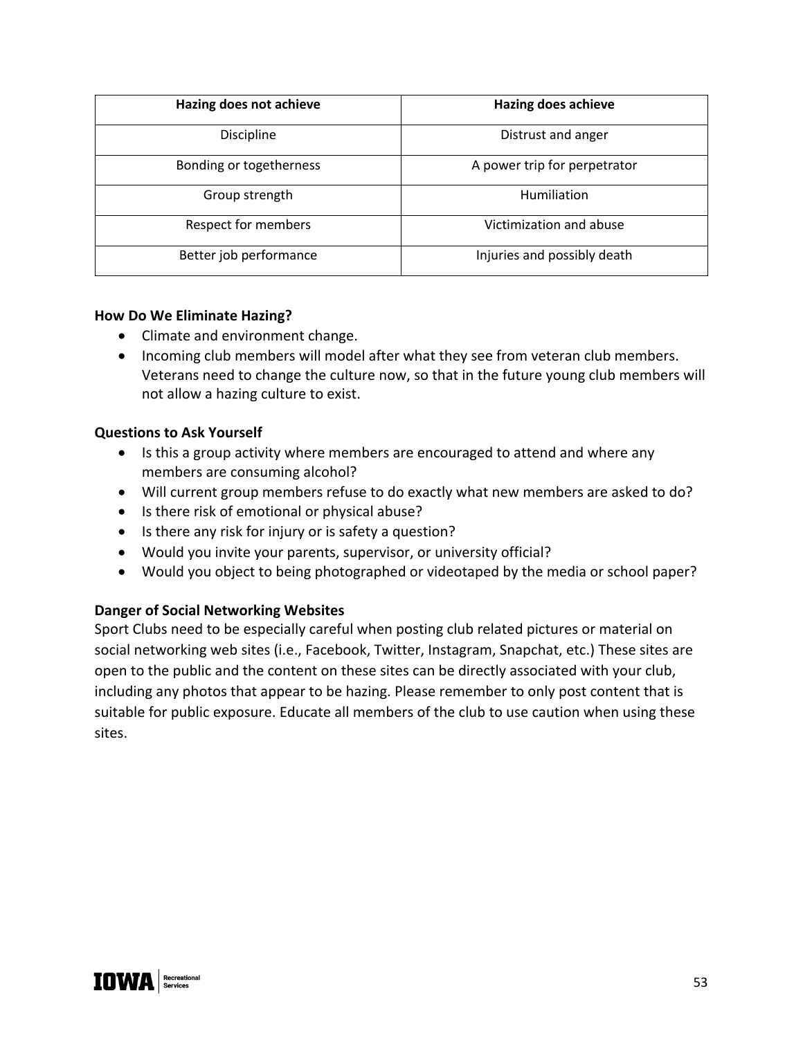| Hazing does not achieve | Hazing does achieve |
| --- | --- |
| Discipline | Distrust and anger |
| Bonding or togetherness | A power trip for perpetrator |
| Group strength | Humiliation |
| Respect for members | Victimization and abuse |
| Better job performance | Injuries and possibly death |

**How Do We Eliminate Hazing?**

- Climate and environment change.
- Incoming club members will model after what they see from veteran club members. Veterans need to change the culture now, so that in the future young club members will not allow a hazing culture to exist.

**Questions to Ask Yourself**

- Is this a group activity where members are encouraged to attend and where any members are consuming alcohol?
- Will current group members refuse to do exactly what new members are asked to do?
- Is there risk of emotional or physical abuse?
- Is there any risk for injury or is safety a question?
- Would you invite your parents, supervisor, or university official?
- Would you object to being photographed or videotaped by the media or school paper?

**Danger of Social Networking Websites**

Sport Clubs need to be especially careful when posting club related pictures or material on social networking web sites (i.e., Facebook, Twitter, Instagram, Snapchat, etc.) These sites are open to the public and the content on these sites can be directly associated with your club, including any photos that appear to be hazing. Please remember to only post content that is suitable for public exposure. Educate all members of the club to use caution when using these sites.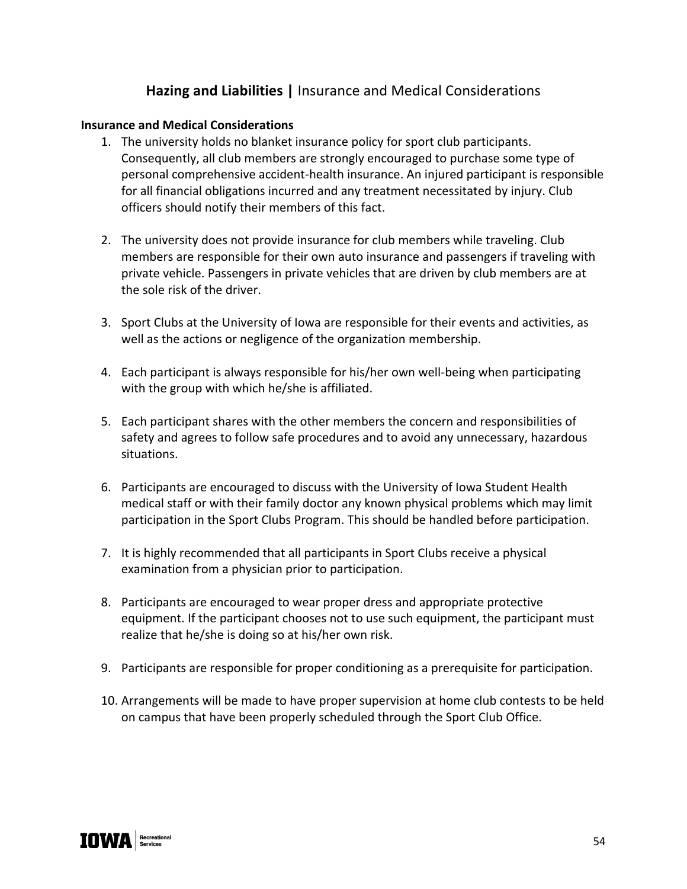## **Hazing and Liabilities |** Insurance and Medical Considerations

**Insurance and Medical Considerations**

1. The university holds no blanket insurance policy for sport club participants. Consequently, all club members are strongly encouraged to purchase some type of personal comprehensive accident-health insurance. An injured participant is responsible for all financial obligations incurred and any treatment necessitated by injury. Club officers should notify their members of this fact.

2. The university does not provide insurance for club members while traveling. Club members are responsible for their own auto insurance and passengers if traveling with private vehicle. Passengers in private vehicles that are driven by club members are at the sole risk of the driver.

3. Sport Clubs at the University of Iowa are responsible for their events and activities, as well as the actions or negligence of the organization membership.

4. Each participant is always responsible for his/her own well-being when participating with the group with which he/she is affiliated.

5. Each participant shares with the other members the concern and responsibilities of safety and agrees to follow safe procedures and to avoid any unnecessary, hazardous situations.

6. Participants are encouraged to discuss with the University of Iowa Student Health medical staff or with their family doctor any known physical problems which may limit participation in the Sport Clubs Program. This should be handled before participation.

7. It is highly recommended that all participants in Sport Clubs receive a physical examination from a physician prior to participation.

8. Participants are encouraged to wear proper dress and appropriate protective equipment. If the participant chooses not to use such equipment, the participant must realize that he/she is doing so at his/her own risk.

9. Participants are responsible for proper conditioning as a prerequisite for participation.

10. Arrangements will be made to have proper supervision at home club contests to be held on campus that have been properly scheduled through the Sport Club Office.